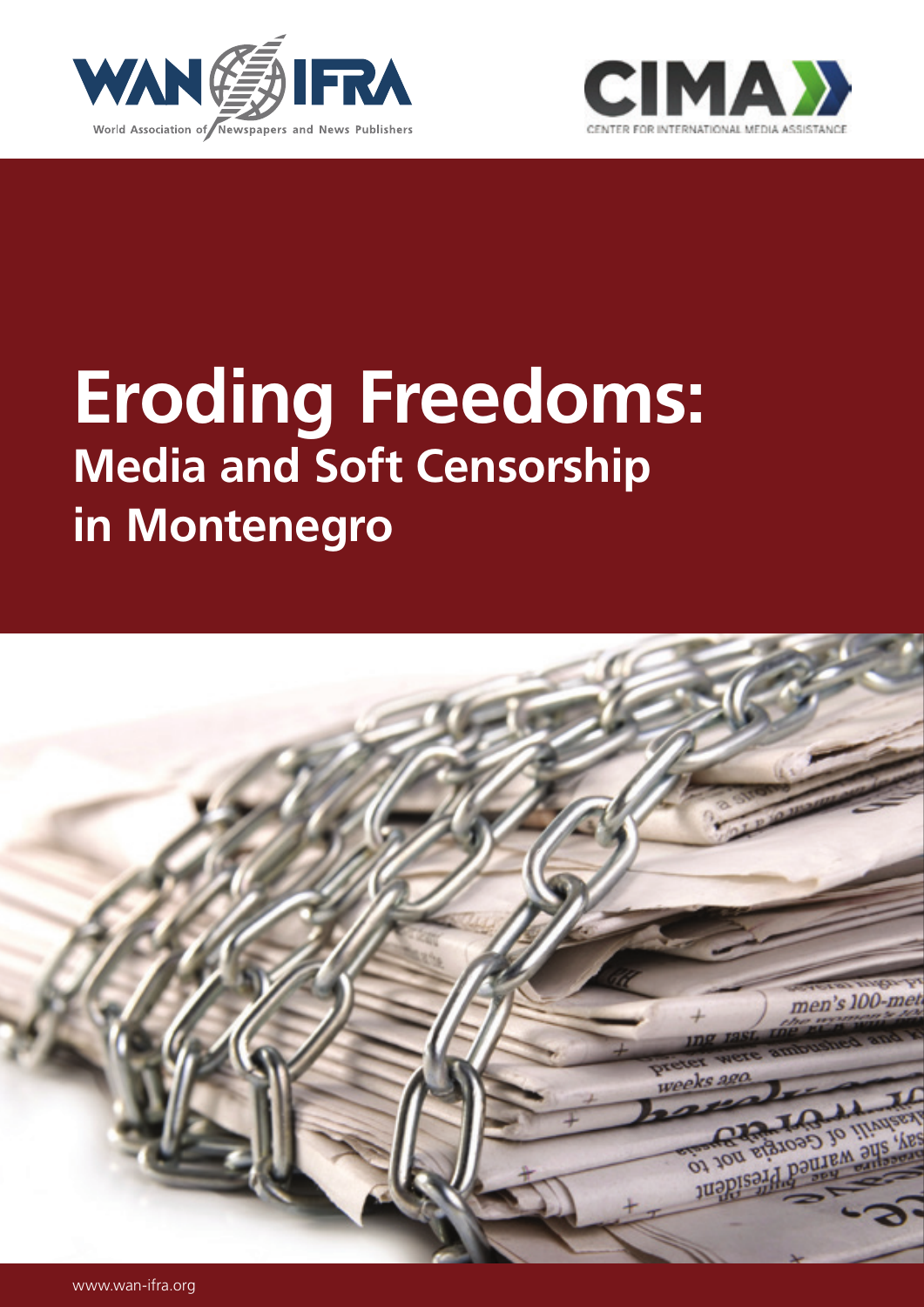WAN-IFRA

World Association of Newspapers and News Publishers

CIMA

CENTER FOR INTERNATIONAL MEDIA ASSISTANCE

# Eroding Freedoms:

## Media and Soft Censorship in Montenegro

www.wan-ifra.org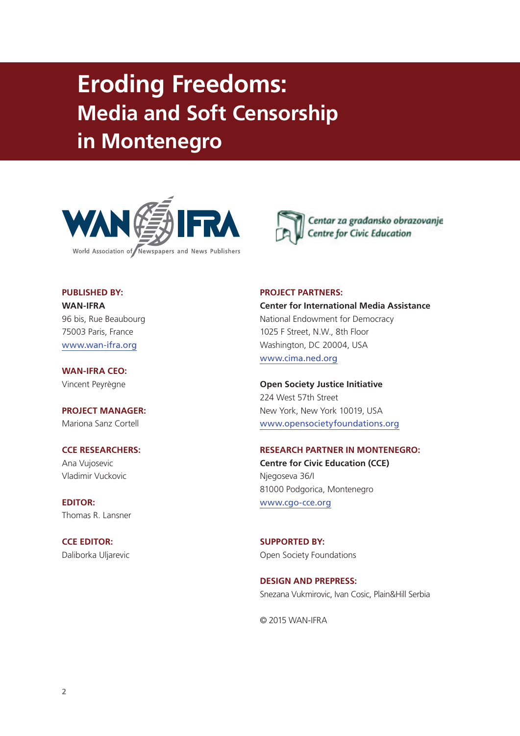# Eroding Freedoms: Media and Soft Censorship in Montenegro

**PUBLISHED BY:**
**WAN-IFRA**
96 bis, Rue Beaubourg
75003 Paris, France
www.wan-ifra.org

**WAN-IFRA CEO:**
Vincent Peyrègne

**PROJECT MANAGER:**
Mariona Sanz Cortell

**CCE RESEARCHERS:**
Ana Vujosevic
Vladimir Vuckovic

**EDITOR:**
Thomas R. Lansner

**CCE EDITOR:**
Daliborka Uljarevic

**PROJECT PARTNERS:**
**Center for International Media Assistance**
National Endowment for Democracy
1025 F Street, N.W., 8th Floor
Washington, DC 20004, USA
www.cima.ned.org

**Open Society Justice Initiative**
224 West 57th Street
New York, New York 10019, USA
www.opensocietyfoundations.org

**RESEARCH PARTNER IN MONTENEGRO:**
**Centre for Civic Education (CCE)**
Njegoseva 36/I
81000 Podgorica, Montenegro
www.cgo-cce.org

**SUPPORTED BY:**
Open Society Foundations

**DESIGN AND PREPRESS:**
Snezana Vukmirovic, Ivan Cosic, Plain&Hill Serbia

© 2015 WAN-IFRA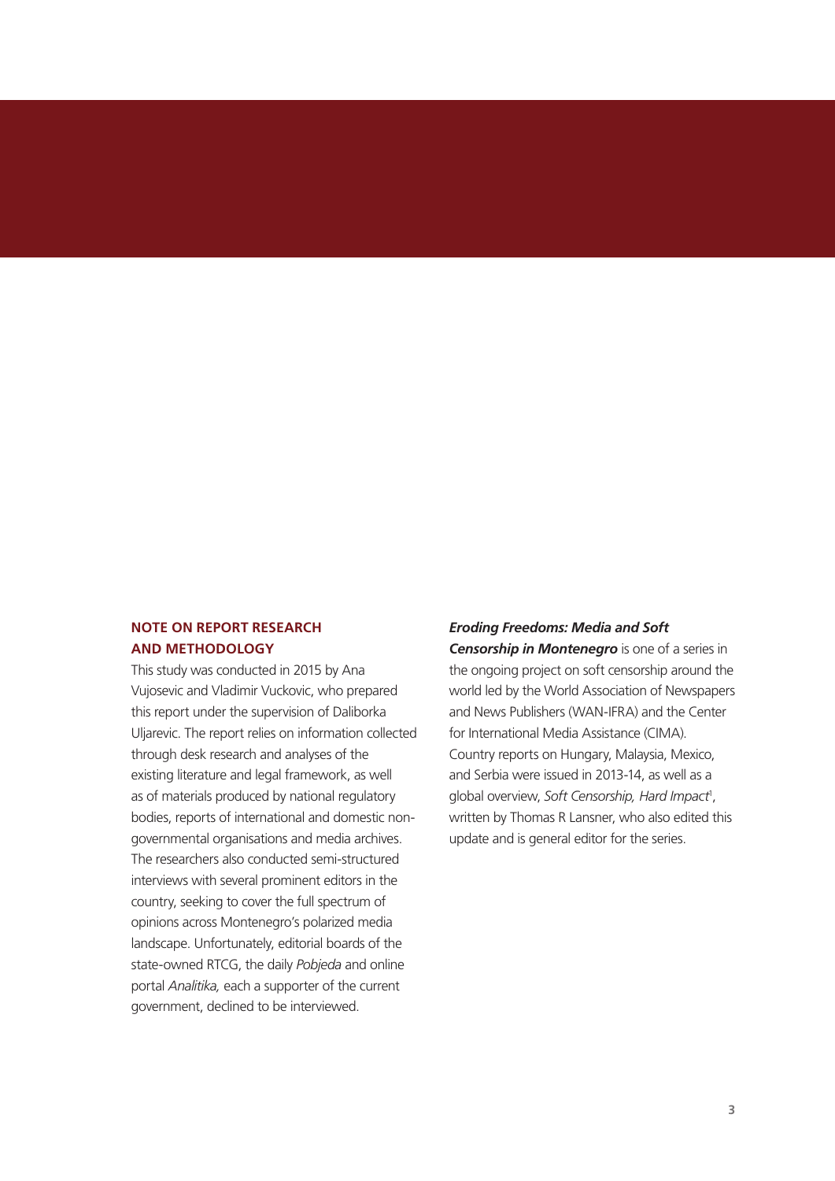## NOTE ON REPORT RESEARCH AND METHODOLOGY

This study was conducted in 2015 by Ana Vujosevic and Vladimir Vuckovic, who prepared this report under the supervision of Daliborka Uljarevic. The report relies on information collected through desk research and analyses of the existing literature and legal framework, as well as of materials produced by national regulatory bodies, reports of international and domestic non-governmental organisations and media archives. The researchers also conducted semi-structured interviews with several prominent editors in the country, seeking to cover the full spectrum of opinions across Montenegro's polarized media landscape. Unfortunately, editorial boards of the state-owned RTCG, the daily *Pobjeda* and online portal *Analitika,* each a supporter of the current government, declined to be interviewed.

***Eroding Freedoms: Media and Soft Censorship in Montenegro*** is one of a series in the ongoing project on soft censorship around the world led by the World Association of Newspapers and News Publishers (WAN-IFRA) and the Center for International Media Assistance (CIMA). Country reports on Hungary, Malaysia, Mexico, and Serbia were issued in 2013-14, as well as a global overview, *Soft Censorship, Hard Impact*[1], written by Thomas R Lansner, who also edited this update and is general editor for the series.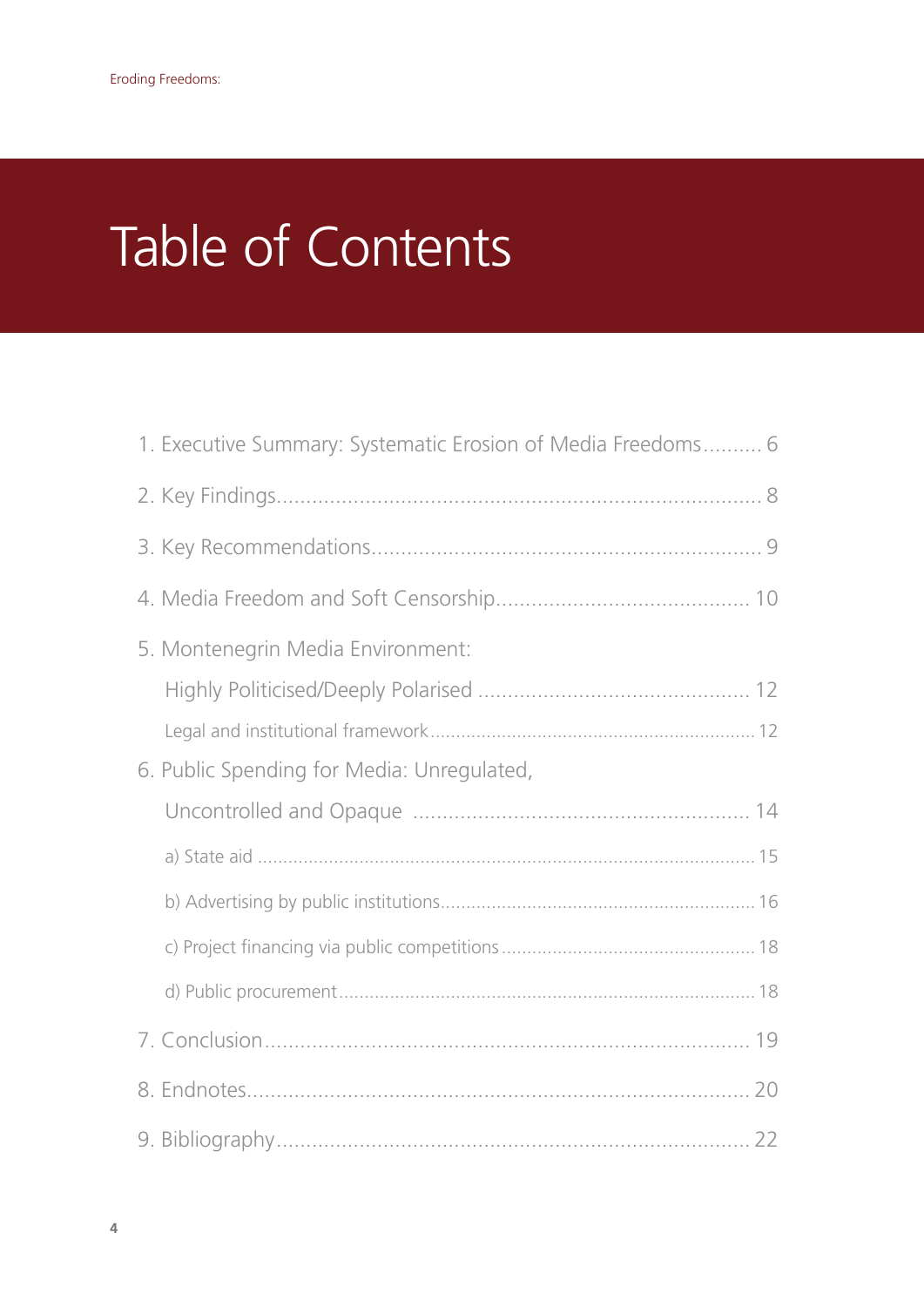# Table of Contents

1. Executive Summary: Systematic Erosion of Media Freedoms.......... 6

2. Key Findings.......................................................................... 8

3. Key Recommendations.................................................................. 9

4. Media Freedom and Soft Censorship........................................... 10

5. Montenegrin Media Environment:
   Highly Politicised/Deeply Polarised ............................................. 12
   
   Legal and institutional framework............................................................... 12

6. Public Spending for Media: Unregulated,
   Uncontrolled and Opaque ........................................................ 14
   
   a) State aid ............................................................................................... 15
   
   b) Advertising by public institutions............................................................. 16
   
   c) Project financing via public competitions ................................................. 18
   
   d) Public procurement................................................................................ 18

7. Conclusion.............................................................................. 19

8. Endnotes................................................................................. 20

9. Bibliography............................................................................. 22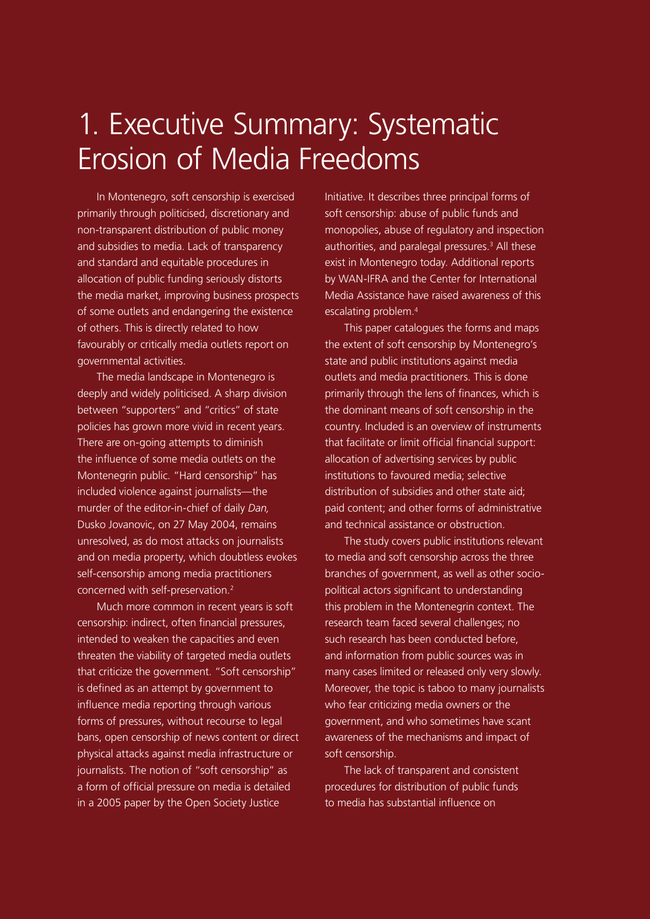# 1. Executive Summary: Systematic Erosion of Media Freedoms

In Montenegro, soft censorship is exercised primarily through politicised, discretionary and non-transparent distribution of public money and subsidies to media. Lack of transparency and standard and equitable procedures in allocation of public funding seriously distorts the media market, improving business prospects of some outlets and endangering the existence of others. This is directly related to how favourably or critically media outlets report on governmental activities.

The media landscape in Montenegro is deeply and widely politicised. A sharp division between "supporters" and "critics" of state policies has grown more vivid in recent years. There are on-going attempts to diminish the influence of some media outlets on the Montenegrin public. "Hard censorship" has included violence against journalists—the murder of the editor-in-chief of daily *Dan,* Dusko Jovanovic, on 27 May 2004, remains unresolved, as do most attacks on journalists and on media property, which doubtless evokes self-censorship among media practitioners concerned with self-preservation.[2]

Much more common in recent years is soft censorship: indirect, often financial pressures, intended to weaken the capacities and even threaten the viability of targeted media outlets that criticize the government. "Soft censorship" is defined as an attempt by government to influence media reporting through various forms of pressures, without recourse to legal bans, open censorship of news content or direct physical attacks against media infrastructure or journalists. The notion of "soft censorship" as a form of official pressure on media is detailed in a 2005 paper by the Open Society Justice Initiative. It describes three principal forms of soft censorship: abuse of public funds and monopolies, abuse of regulatory and inspection authorities, and paralegal pressures.[3] All these exist in Montenegro today. Additional reports by WAN-IFRA and the Center for International Media Assistance have raised awareness of this escalating problem.[4]

This paper catalogues the forms and maps the extent of soft censorship by Montenegro's state and public institutions against media outlets and media practitioners. This is done primarily through the lens of finances, which is the dominant means of soft censorship in the country. Included is an overview of instruments that facilitate or limit official financial support: allocation of advertising services by public institutions to favoured media; selective distribution of subsidies and other state aid; paid content; and other forms of administrative and technical assistance or obstruction.

The study covers public institutions relevant to media and soft censorship across the three branches of government, as well as other socio-political actors significant to understanding this problem in the Montenegrin context. The research team faced several challenges; no such research has been conducted before, and information from public sources was in many cases limited or released only very slowly. Moreover, the topic is taboo to many journalists who fear criticizing media owners or the government, and who sometimes have scant awareness of the mechanisms and impact of soft censorship.

The lack of transparent and consistent procedures for distribution of public funds to media has substantial influence on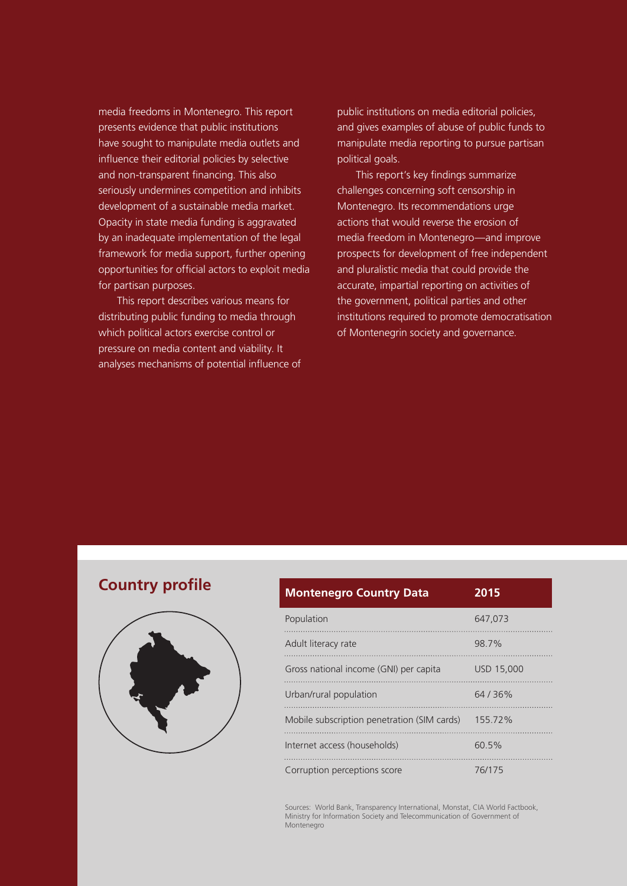media freedoms in Montenegro. This report presents evidence that public institutions have sought to manipulate media outlets and influence their editorial policies by selective and non-transparent financing. This also seriously undermines competition and inhibits development of a sustainable media market. Opacity in state media funding is aggravated by an inadequate implementation of the legal framework for media support, further opening opportunities for official actors to exploit media for partisan purposes.

This report describes various means for distributing public funding to media through which political actors exercise control or pressure on media content and viability. It analyses mechanisms of potential influence of public institutions on media editorial policies, and gives examples of abuse of public funds to manipulate media reporting to pursue partisan political goals.

This report's key findings summarize challenges concerning soft censorship in Montenegro. Its recommendations urge actions that would reverse the erosion of media freedom in Montenegro—and improve prospects for development of free independent and pluralistic media that could provide the accurate, impartial reporting on activities of the government, political parties and other institutions required to promote democratisation of Montenegrin society and governance.

## Country profile

| Montenegro Country Data | 2015 |
|---|---|
| Population | 647,073 |
| Adult literacy rate | 98.7% |
| Gross national income (GNI) per capita | USD 15,000 |
| Urban/rural population | 64 / 36% |
| Mobile subscription penetration (SIM cards) | 155.72% |
| Internet access (households) | 60.5% |
| Corruption perceptions score | 76/175 |

Sources: World Bank, Transparency International, Monstat, CIA World Factbook, Ministry for Information Society and Telecommunication of Government of Montenegro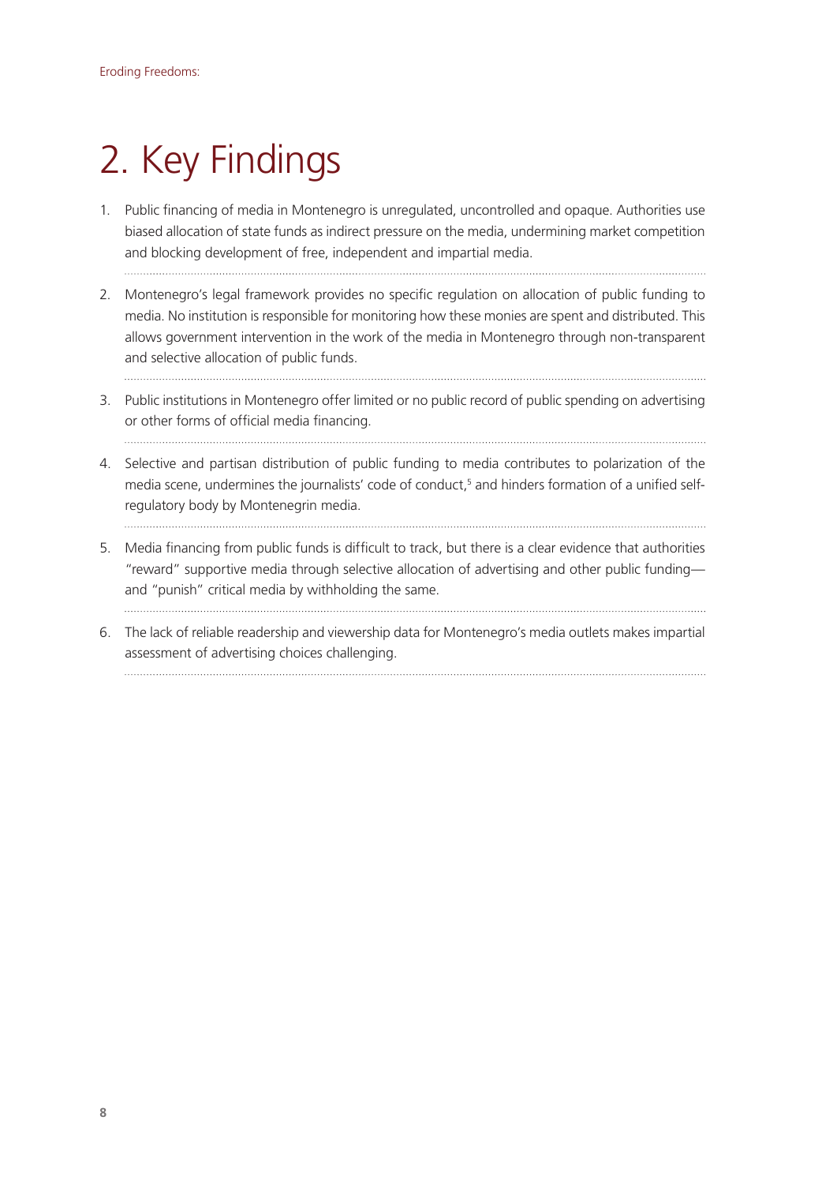# 2. Key Findings

1. Public financing of media in Montenegro is unregulated, uncontrolled and opaque. Authorities use biased allocation of state funds as indirect pressure on the media, undermining market competition and blocking development of free, independent and impartial media.

2. Montenegro's legal framework provides no specific regulation on allocation of public funding to media. No institution is responsible for monitoring how these monies are spent and distributed. This allows government intervention in the work of the media in Montenegro through non-transparent and selective allocation of public funds.

3. Public institutions in Montenegro offer limited or no public record of public spending on advertising or other forms of official media financing.

4. Selective and partisan distribution of public funding to media contributes to polarization of the media scene, undermines the journalists' code of conduct,[5] and hinders formation of a unified self-regulatory body by Montenegrin media.

5. Media financing from public funds is difficult to track, but there is a clear evidence that authorities "reward" supportive media through selective allocation of advertising and other public funding—and "punish" critical media by withholding the same.

6. The lack of reliable readership and viewership data for Montenegro's media outlets makes impartial assessment of advertising choices challenging.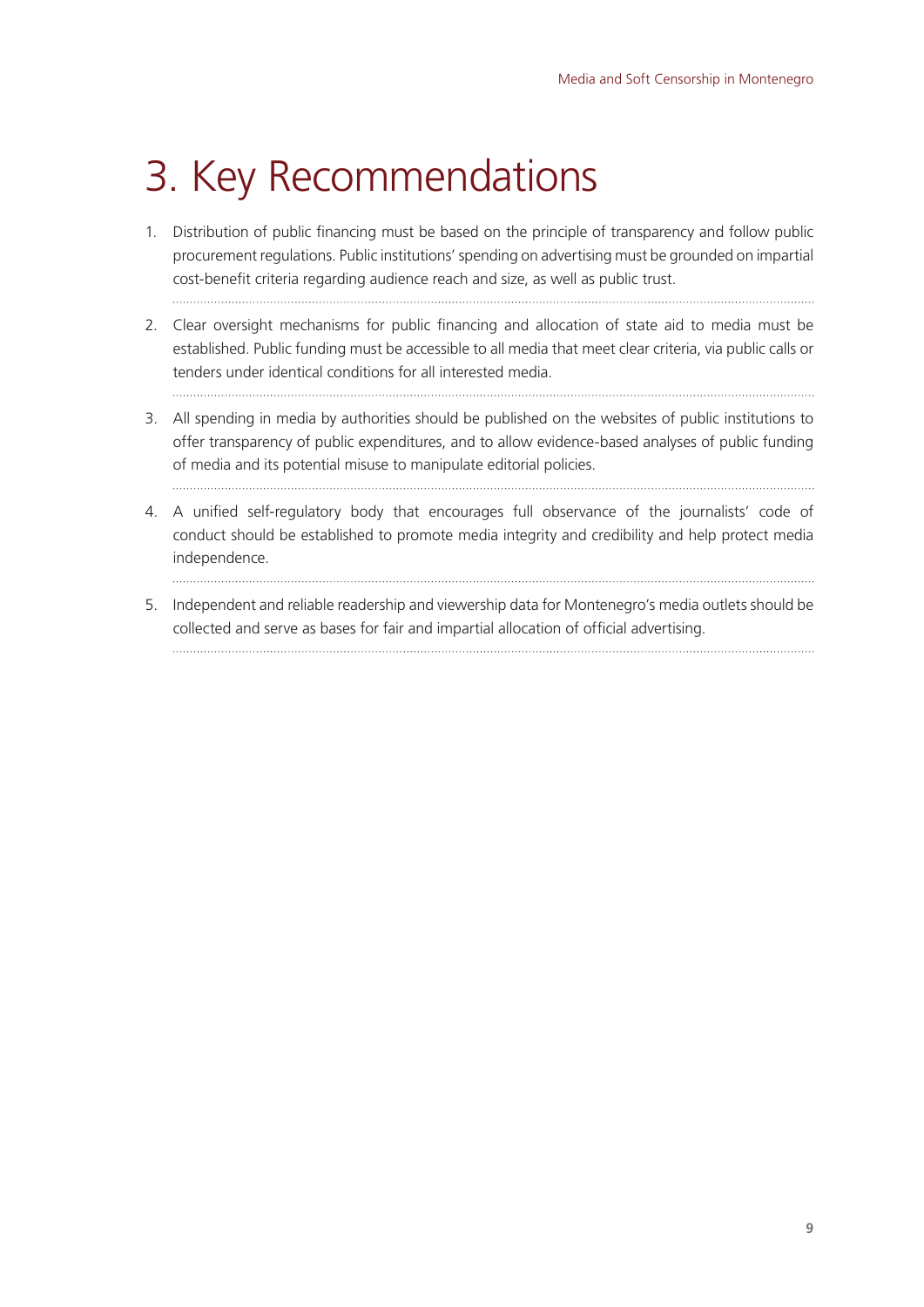# 3. Key Recommendations

1. Distribution of public financing must be based on the principle of transparency and follow public procurement regulations. Public institutions' spending on advertising must be grounded on impartial cost-benefit criteria regarding audience reach and size, as well as public trust.

2. Clear oversight mechanisms for public financing and allocation of state aid to media must be established. Public funding must be accessible to all media that meet clear criteria, via public calls or tenders under identical conditions for all interested media.

3. All spending in media by authorities should be published on the websites of public institutions to offer transparency of public expenditures, and to allow evidence-based analyses of public funding of media and its potential misuse to manipulate editorial policies.

4. A unified self-regulatory body that encourages full observance of the journalists' code of conduct should be established to promote media integrity and credibility and help protect media independence.

5. Independent and reliable readership and viewership data for Montenegro's media outlets should be collected and serve as bases for fair and impartial allocation of official advertising.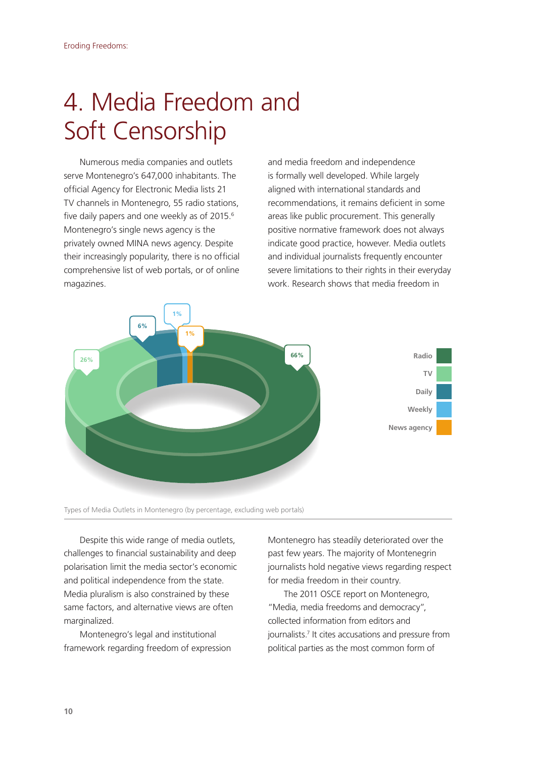# 4. Media Freedom and Soft Censorship

Numerous media companies and outlets serve Montenegro's 647,000 inhabitants. The official Agency for Electronic Media lists 21 TV channels in Montenegro, 55 radio stations, five daily papers and one weekly as of 2015.[6] Montenegro's single news agency is the privately owned MINA news agency. Despite their increasingly popularity, there is no official comprehensive list of web portals, or of online magazines.

and media freedom and independence is formally well developed. While largely aligned with international standards and recommendations, it remains deficient in some areas like public procurement. This generally positive normative framework does not always indicate good practice, however. Media outlets and individual journalists frequently encounter severe limitations to their rights in their everyday work. Research shows that media freedom in Montenegro has steadily deteriorated over the past few years. The majority of Montenegrin journalists hold negative views regarding respect for media freedom in their country.

| Type | Percentage |
|---|---|
| Radio | 66% |
| TV | 26% |
| Daily | 6% |
| Weekly | 1% |
| News agency | 1% |

Types of Media Outlets in Montenegro (by percentage, excluding web portals)

Despite this wide range of media outlets, challenges to financial sustainability and deep polarisation limit the media sector's economic and political independence from the state. Media pluralism is also constrained by these same factors, and alternative views are often marginalized.

Montenegro's legal and institutional framework regarding freedom of expression

The 2011 OSCE report on Montenegro, "Media, media freedoms and democracy", collected information from editors and journalists.[7] It cites accusations and pressure from political parties as the most common form of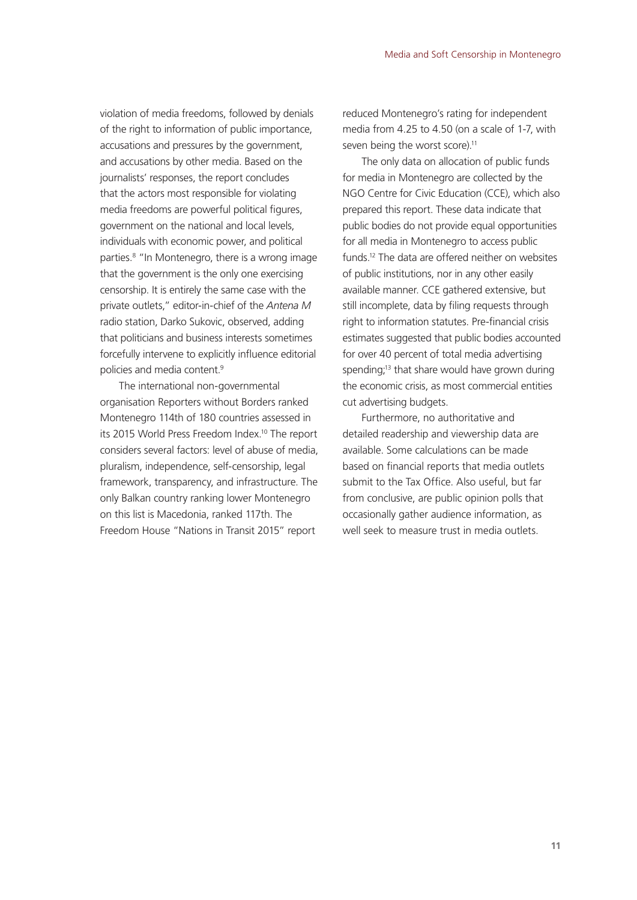violation of media freedoms, followed by denials of the right to information of public importance, accusations and pressures by the government, and accusations by other media. Based on the journalists' responses, the report concludes that the actors most responsible for violating media freedoms are powerful political figures, government on the national and local levels, individuals with economic power, and political parties.[8] "In Montenegro, there is a wrong image that the government is the only one exercising censorship. It is entirely the same case with the private outlets," editor-in-chief of the *Antena M* radio station, Darko Sukovic, observed, adding that politicians and business interests sometimes forcefully intervene to explicitly influence editorial policies and media content.[9]

The international non-governmental organisation Reporters without Borders ranked Montenegro 114th of 180 countries assessed in its 2015 World Press Freedom Index.[10] The report considers several factors: level of abuse of media, pluralism, independence, self-censorship, legal framework, transparency, and infrastructure. The only Balkan country ranking lower Montenegro on this list is Macedonia, ranked 117th. The Freedom House "Nations in Transit 2015" report reduced Montenegro's rating for independent media from 4.25 to 4.50 (on a scale of 1-7, with seven being the worst score).[11]

The only data on allocation of public funds for media in Montenegro are collected by the NGO Centre for Civic Education (CCE), which also prepared this report. These data indicate that public bodies do not provide equal opportunities for all media in Montenegro to access public funds.[12] The data are offered neither on websites of public institutions, nor in any other easily available manner. CCE gathered extensive, but still incomplete, data by filing requests through right to information statutes. Pre-financial crisis estimates suggested that public bodies accounted for over 40 percent of total media advertising spending;[13] that share would have grown during the economic crisis, as most commercial entities cut advertising budgets.

Furthermore, no authoritative and detailed readership and viewership data are available. Some calculations can be made based on financial reports that media outlets submit to the Tax Office. Also useful, but far from conclusive, are public opinion polls that occasionally gather audience information, as well seek to measure trust in media outlets.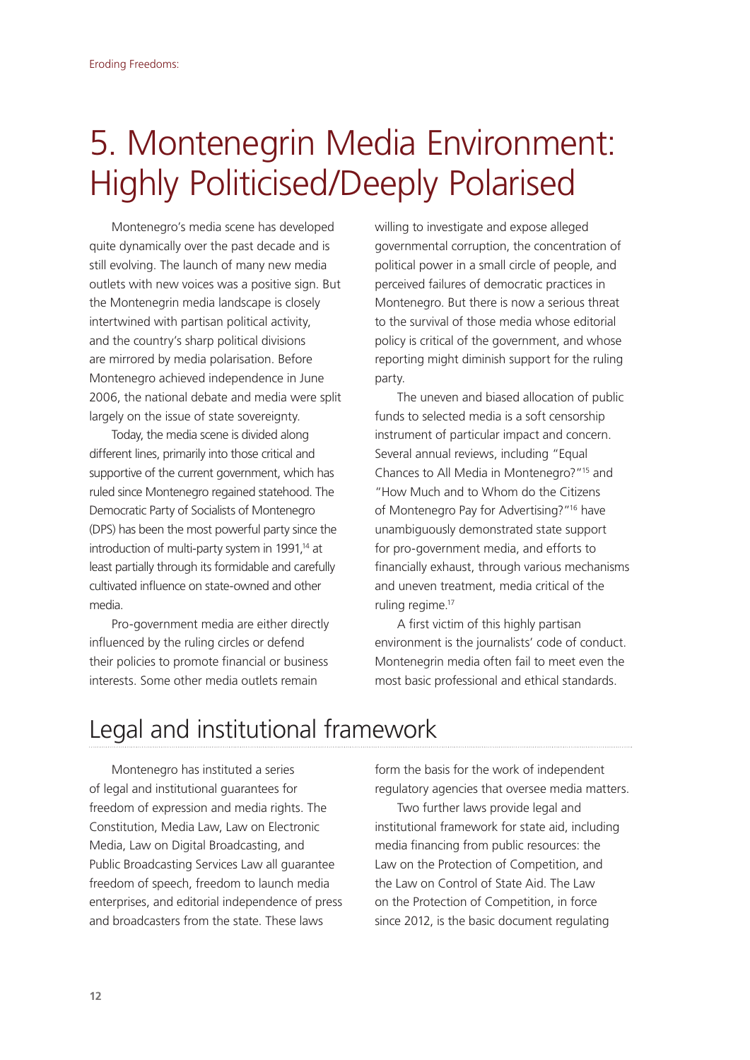# 5. Montenegrin Media Environment: Highly Politicised/Deeply Polarised

Montenegro's media scene has developed quite dynamically over the past decade and is still evolving. The launch of many new media outlets with new voices was a positive sign. But the Montenegrin media landscape is closely intertwined with partisan political activity, and the country's sharp political divisions are mirrored by media polarisation. Before Montenegro achieved independence in June 2006, the national debate and media were split largely on the issue of state sovereignty.

Today, the media scene is divided along different lines, primarily into those critical and supportive of the current government, which has ruled since Montenegro regained statehood. The Democratic Party of Socialists of Montenegro (DPS) has been the most powerful party since the introduction of multi-party system in 1991,[14] at least partially through its formidable and carefully cultivated influence on state-owned and other media.

Pro-government media are either directly influenced by the ruling circles or defend their policies to promote financial or business interests. Some other media outlets remain willing to investigate and expose alleged governmental corruption, the concentration of political power in a small circle of people, and perceived failures of democratic practices in Montenegro. But there is now a serious threat to the survival of those media whose editorial policy is critical of the government, and whose reporting might diminish support for the ruling party.

The uneven and biased allocation of public funds to selected media is a soft censorship instrument of particular impact and concern. Several annual reviews, including "Equal Chances to All Media in Montenegro?"[15] and "How Much and to Whom do the Citizens of Montenegro Pay for Advertising?"[16] have unambiguously demonstrated state support for pro-government media, and efforts to financially exhaust, through various mechanisms and uneven treatment, media critical of the ruling regime.[17]

A first victim of this highly partisan environment is the journalists' code of conduct. Montenegrin media often fail to meet even the most basic professional and ethical standards.

## Legal and institutional framework

Montenegro has instituted a series of legal and institutional guarantees for freedom of expression and media rights. The Constitution, Media Law, Law on Electronic Media, Law on Digital Broadcasting, and Public Broadcasting Services Law all guarantee freedom of speech, freedom to launch media enterprises, and editorial independence of press and broadcasters from the state. These laws form the basis for the work of independent regulatory agencies that oversee media matters.

Two further laws provide legal and institutional framework for state aid, including media financing from public resources: the Law on the Protection of Competition, and the Law on Control of State Aid. The Law on the Protection of Competition, in force since 2012, is the basic document regulating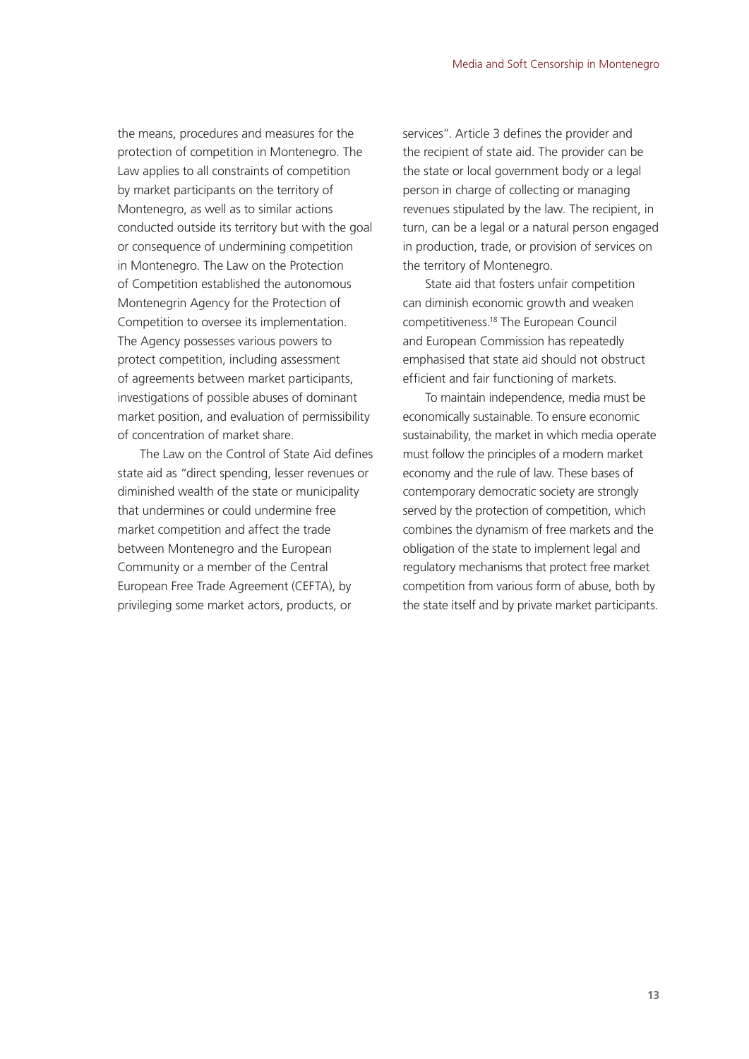the means, procedures and measures for the protection of competition in Montenegro. The Law applies to all constraints of competition by market participants on the territory of Montenegro, as well as to similar actions conducted outside its territory but with the goal or consequence of undermining competition in Montenegro. The Law on the Protection of Competition established the autonomous Montenegrin Agency for the Protection of Competition to oversee its implementation. The Agency possesses various powers to protect competition, including assessment of agreements between market participants, investigations of possible abuses of dominant market position, and evaluation of permissibility of concentration of market share.

The Law on the Control of State Aid defines state aid as "direct spending, lesser revenues or diminished wealth of the state or municipality that undermines or could undermine free market competition and affect the trade between Montenegro and the European Community or a member of the Central European Free Trade Agreement (CEFTA), by privileging some market actors, products, or services". Article 3 defines the provider and the recipient of state aid. The provider can be the state or local government body or a legal person in charge of collecting or managing revenues stipulated by the law. The recipient, in turn, can be a legal or a natural person engaged in production, trade, or provision of services on the territory of Montenegro.

State aid that fosters unfair competition can diminish economic growth and weaken competitiveness.[18] The European Council and European Commission has repeatedly emphasised that state aid should not obstruct efficient and fair functioning of markets.

To maintain independence, media must be economically sustainable. To ensure economic sustainability, the market in which media operate must follow the principles of a modern market economy and the rule of law. These bases of contemporary democratic society are strongly served by the protection of competition, which combines the dynamism of free markets and the obligation of the state to implement legal and regulatory mechanisms that protect free market competition from various form of abuse, both by the state itself and by private market participants.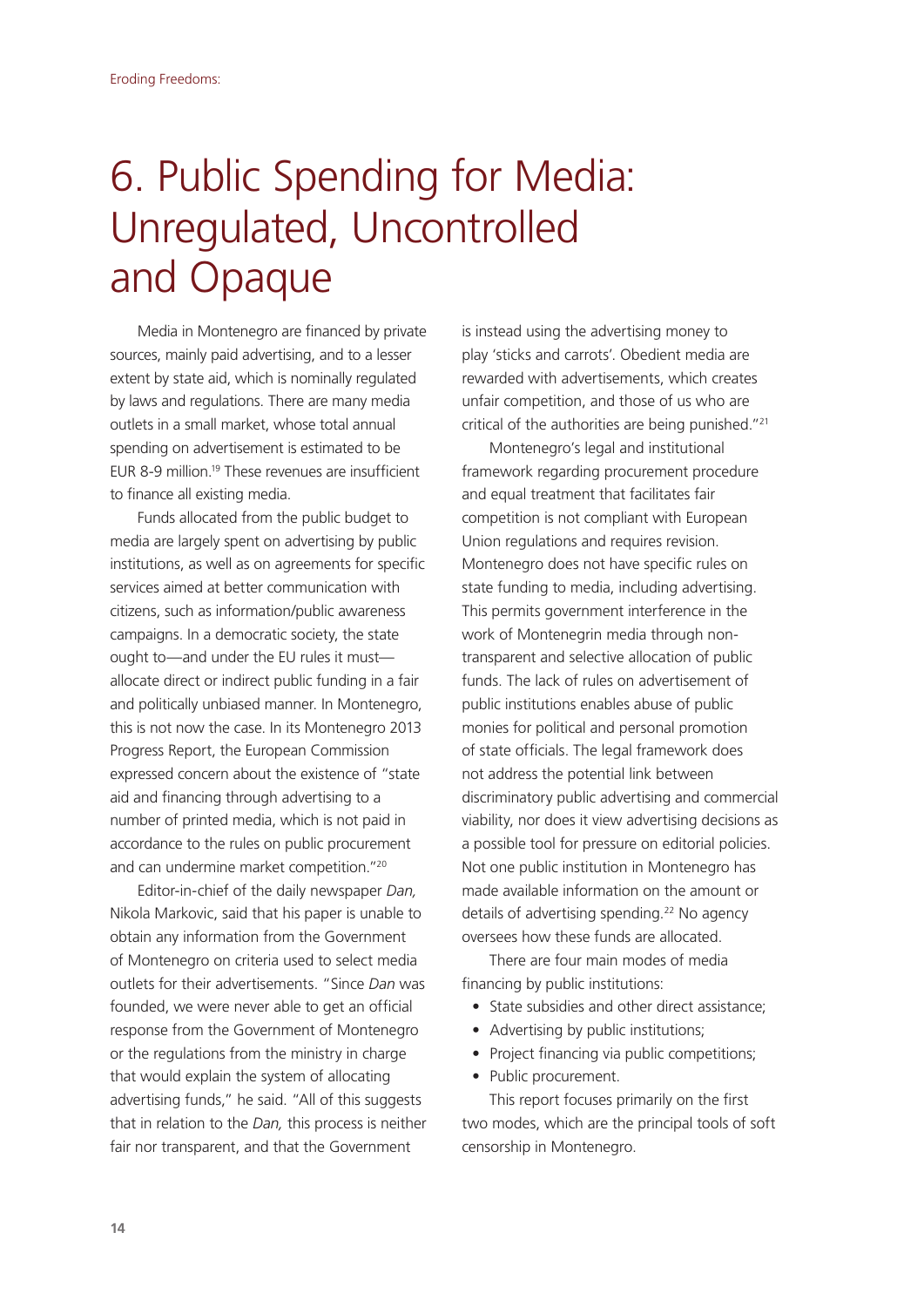# 6. Public Spending for Media: Unregulated, Uncontrolled and Opaque

Media in Montenegro are financed by private sources, mainly paid advertising, and to a lesser extent by state aid, which is nominally regulated by laws and regulations. There are many media outlets in a small market, whose total annual spending on advertisement is estimated to be EUR 8-9 million.[19] These revenues are insufficient to finance all existing media.

Funds allocated from the public budget to media are largely spent on advertising by public institutions, as well as on agreements for specific services aimed at better communication with citizens, such as information/public awareness campaigns. In a democratic society, the state ought to—and under the EU rules it must—allocate direct or indirect public funding in a fair and politically unbiased manner. In Montenegro, this is not now the case. In its Montenegro 2013 Progress Report, the European Commission expressed concern about the existence of "state aid and financing through advertising to a number of printed media, which is not paid in accordance to the rules on public procurement and can undermine market competition."[20]

Editor-in-chief of the daily newspaper *Dan,* Nikola Markovic, said that his paper is unable to obtain any information from the Government of Montenegro on criteria used to select media outlets for their advertisements. "Since *Dan* was founded, we were never able to get an official response from the Government of Montenegro or the regulations from the ministry in charge that would explain the system of allocating advertising funds," he said. "All of this suggests that in relation to the *Dan,* this process is neither fair nor transparent, and that the Government is instead using the advertising money to play 'sticks and carrots'. Obedient media are rewarded with advertisements, which creates unfair competition, and those of us who are critical of the authorities are being punished."[21]

Montenegro's legal and institutional framework regarding procurement procedure and equal treatment that facilitates fair competition is not compliant with European Union regulations and requires revision. Montenegro does not have specific rules on state funding to media, including advertising. This permits government interference in the work of Montenegrin media through non-transparent and selective allocation of public funds. The lack of rules on advertisement of public institutions enables abuse of public monies for political and personal promotion of state officials. The legal framework does not address the potential link between discriminatory public advertising and commercial viability, nor does it view advertising decisions as a possible tool for pressure on editorial policies. Not one public institution in Montenegro has made available information on the amount or details of advertising spending.[22] No agency oversees how these funds are allocated.

There are four main modes of media financing by public institutions:

- State subsidies and other direct assistance;
- Advertising by public institutions;
- Project financing via public competitions;
- Public procurement.

This report focuses primarily on the first two modes, which are the principal tools of soft censorship in Montenegro.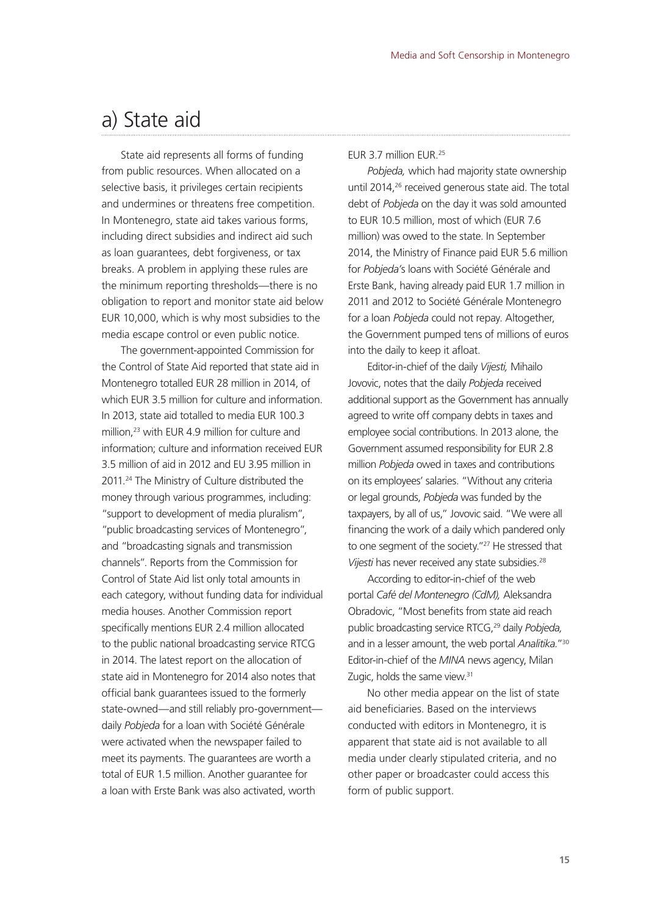## a) State aid

State aid represents all forms of funding from public resources. When allocated on a selective basis, it privileges certain recipients and undermines or threatens free competition. In Montenegro, state aid takes various forms, including direct subsidies and indirect aid such as loan guarantees, debt forgiveness, or tax breaks. A problem in applying these rules are the minimum reporting thresholds—there is no obligation to report and monitor state aid below EUR 10,000, which is why most subsidies to the media escape control or even public notice.

The government-appointed Commission for the Control of State Aid reported that state aid in Montenegro totalled EUR 28 million in 2014, of which EUR 3.5 million for culture and information. In 2013, state aid totalled to media EUR 100.3 million,[23] with EUR 4.9 million for culture and information; culture and information received EUR 3.5 million of aid in 2012 and EU 3.95 million in 2011.[24] The Ministry of Culture distributed the money through various programmes, including: "support to development of media pluralism", "public broadcasting services of Montenegro", and "broadcasting signals and transmission channels". Reports from the Commission for Control of State Aid list only total amounts in each category, without funding data for individual media houses. Another Commission report specifically mentions EUR 2.4 million allocated to the public national broadcasting service RTCG in 2014. The latest report on the allocation of state aid in Montenegro for 2014 also notes that official bank guarantees issued to the formerly state-owned—and still reliably pro-government—daily *Pobjeda* for a loan with Société Générale were activated when the newspaper failed to meet its payments. The guarantees are worth a total of EUR 1.5 million. Another guarantee for a loan with Erste Bank was also activated, worth EUR 3.7 million EUR.[25]

*Pobjeda,* which had majority state ownership until 2014,[26] received generous state aid. The total debt of *Pobjeda* on the day it was sold amounted to EUR 10.5 million, most of which (EUR 7.6 million) was owed to the state. In September 2014, the Ministry of Finance paid EUR 5.6 million for *Pobjeda's* loans with Société Générale and Erste Bank, having already paid EUR 1.7 million in 2011 and 2012 to Société Générale Montenegro for a loan *Pobjeda* could not repay. Altogether, the Government pumped tens of millions of euros into the daily to keep it afloat.

Editor-in-chief of the daily *Vijesti,* Mihailo Jovovic, notes that the daily *Pobjeda* received additional support as the Government has annually agreed to write off company debts in taxes and employee social contributions. In 2013 alone, the Government assumed responsibility for EUR 2.8 million *Pobjeda* owed in taxes and contributions on its employees' salaries. "Without any criteria or legal grounds, *Pobjeda* was funded by the taxpayers, by all of us," Jovovic said. "We were all financing the work of a daily which pandered only to one segment of the society."[27] He stressed that *Vijesti* has never received any state subsidies.[28]

According to editor-in-chief of the web portal *Café del Montenegro (CdM),* Aleksandra Obradovic, "Most benefits from state aid reach public broadcasting service RTCG,[29] daily *Pobjeda,* and in a lesser amount, the web portal *Analitika.*"[30] Editor-in-chief of the *MINA* news agency, Milan Zugic, holds the same view.[31]

No other media appear on the list of state aid beneficiaries. Based on the interviews conducted with editors in Montenegro, it is apparent that state aid is not available to all media under clearly stipulated criteria, and no other paper or broadcaster could access this form of public support.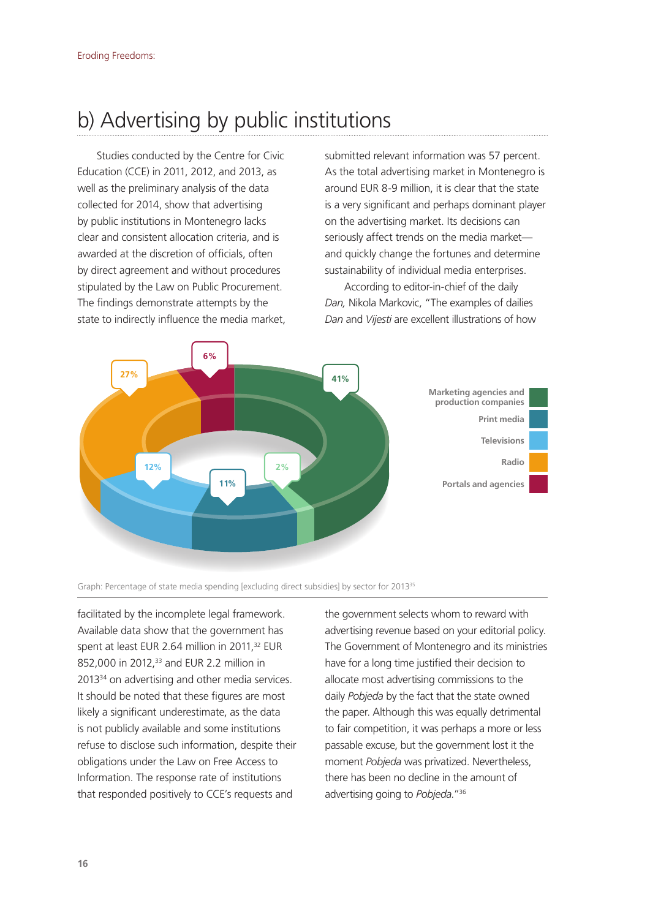## b) Advertising by public institutions

Studies conducted by the Centre for Civic Education (CCE) in 2011, 2012, and 2013, as well as the preliminary analysis of the data collected for 2014, show that advertising by public institutions in Montenegro lacks clear and consistent allocation criteria, and is awarded at the discretion of officials, often by direct agreement and without procedures stipulated by the Law on Public Procurement. The findings demonstrate attempts by the state to indirectly influence the media market, facilitated by the incomplete legal framework. Available data show that the government has spent at least EUR 2.64 million in 2011,[32] EUR 852,000 in 2012,[33] and EUR 2.2 million in 2013[34] on advertising and other media services. It should be noted that these figures are most likely a significant underestimate, as the data is not publicly available and some institutions refuse to disclose such information, despite their obligations under the Law on Free Access to Information. The response rate of institutions that responded positively to CCE's requests and submitted relevant information was 57 percent. As the total advertising market in Montenegro is around EUR 8-9 million, it is clear that the state is a very significant and perhaps dominant player on the advertising market. Its decisions can seriously affect trends on the media market—and quickly change the fortunes and determine sustainability of individual media enterprises.

According to editor-in-chief of the daily *Dan,* Nikola Markovic, "The examples of dailies *Dan* and *Vijesti* are excellent illustrations of how the government selects whom to reward with advertising revenue based on your editorial policy. The Government of Montenegro and its ministries have for a long time justified their decision to allocate most advertising commissions to the daily *Pobjeda* by the fact that the state owned the paper. Although this was equally detrimental to fair competition, it was perhaps a more or less passable excuse, but the government lost it the moment *Pobjeda* was privatized. Nevertheless, there has been no decline in the amount of advertising going to *Pobjeda.*"[36]

| Sector | Percentage |
|---|---|
| Marketing agencies and production companies | 41% |
| Print media | 11% |
| Televisions | 12% |
| Radio | 27% |
| Portals and agencies | 6% |
| (unlabelled) | 2% |

Graph: Percentage of state media spending [excluding direct subsidies] by sector for 2013[35]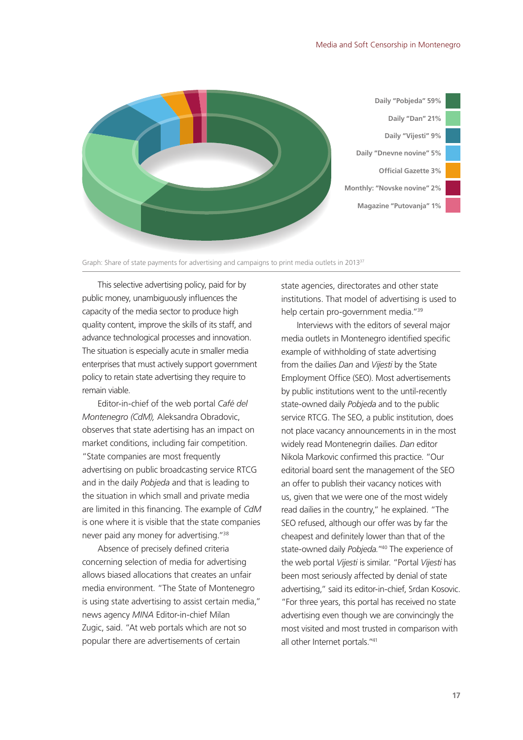Daily "Pobjeda" 59%
Daily "Dan" 21%
Daily "Vijesti" 9%
Daily "Dnevne novine" 5%
Official Gazette 3%
Monthly: "Novske novine" 2%
Magazine "Putovanja" 1%

Graph: Share of state payments for advertising and campaigns to print media outlets in 2013[37]

This selective advertising policy, paid for by public money, unambiguously influences the capacity of the media sector to produce high quality content, improve the skills of its staff, and advance technological processes and innovation. The situation is especially acute in smaller media enterprises that must actively support government policy to retain state advertising they require to remain viable.

Editor-in-chief of the web portal *Café del Montenegro (CdM),* Aleksandra Obradovic, observes that state adertising has an impact on market conditions, including fair competition. "State companies are most frequently advertising on public broadcasting service RTCG and in the daily *Pobjeda* and that is leading to the situation in which small and private media are limited in this financing. The example of *CdM* is one where it is visible that the state companies never paid any money for advertising."[38]

Absence of precisely defined criteria concerning selection of media for advertising allows biased allocations that creates an unfair media environment. "The State of Montenegro is using state advertising to assist certain media," news agency *MINA* Editor-in-chief Milan Zugic, said. "At web portals which are not so popular there are advertisements of certain state agencies, directorates and other state institutions. That model of advertising is used to help certain pro-government media."[39]

Interviews with the editors of several major media outlets in Montenegro identified specific example of withholding of state advertising from the dailies *Dan* and *Vijesti* by the State Employment Office (SEO). Most advertisements by public institutions went to the until-recently state-owned daily *Pobjeda* and to the public service RTCG. The SEO, a public institution, does not place vacancy announcements in in the most widely read Montenegrin dailies. *Dan* editor Nikola Markovic confirmed this practice. "Our editorial board sent the management of the SEO an offer to publish their vacancy notices with us, given that we were one of the most widely read dailies in the country," he explained. "The SEO refused, although our offer was by far the cheapest and definitely lower than that of the state-owned daily *Pobjeda*."[40] The experience of the web portal *Vijesti* is similar. "Portal *Vijesti* has been most seriously affected by denial of state advertising," said its editor-in-chief, Srdan Kosovic. "For three years, this portal has received no state advertising even though we are convincingly the most visited and most trusted in comparison with all other Internet portals."[41]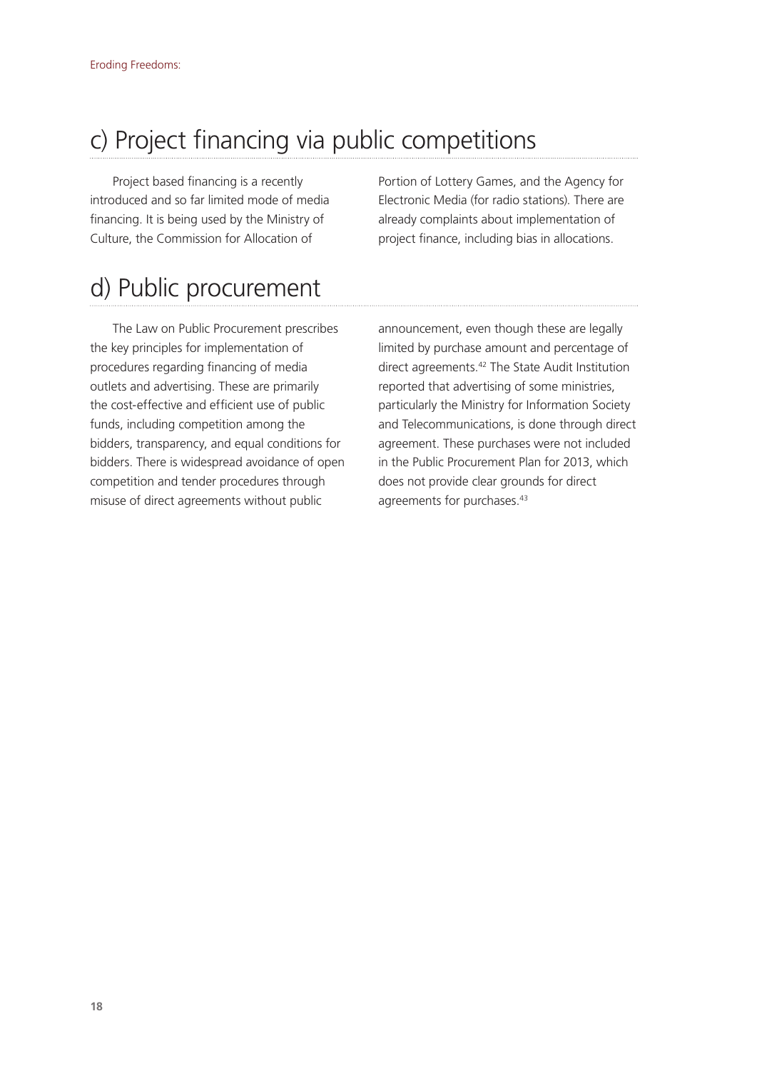## c) Project financing via public competitions

Project based financing is a recently introduced and so far limited mode of media financing. It is being used by the Ministry of Culture, the Commission for Allocation of Portion of Lottery Games, and the Agency for Electronic Media (for radio stations). There are already complaints about implementation of project finance, including bias in allocations.

## d) Public procurement

The Law on Public Procurement prescribes the key principles for implementation of procedures regarding financing of media outlets and advertising. These are primarily the cost-effective and efficient use of public funds, including competition among the bidders, transparency, and equal conditions for bidders. There is widespread avoidance of open competition and tender procedures through misuse of direct agreements without public announcement, even though these are legally limited by purchase amount and percentage of direct agreements.[42] The State Audit Institution reported that advertising of some ministries, particularly the Ministry for Information Society and Telecommunications, is done through direct agreement. These purchases were not included in the Public Procurement Plan for 2013, which does not provide clear grounds for direct agreements for purchases.[43]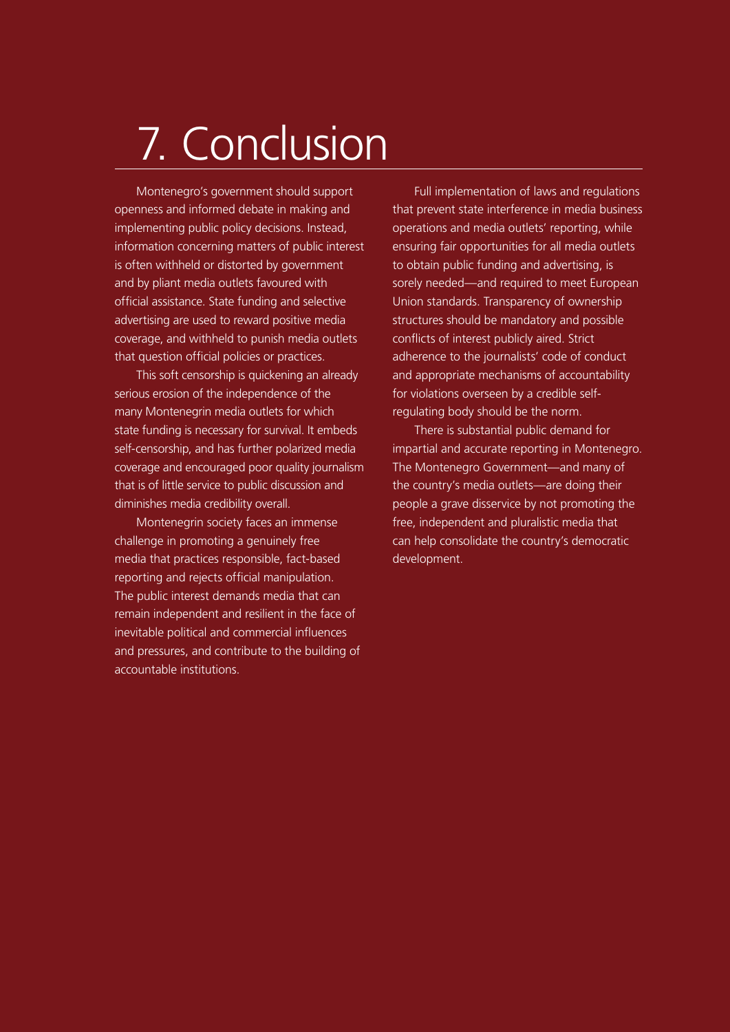# 7. Conclusion

Montenegro's government should support openness and informed debate in making and implementing public policy decisions. Instead, information concerning matters of public interest is often withheld or distorted by government and by pliant media outlets favoured with official assistance. State funding and selective advertising are used to reward positive media coverage, and withheld to punish media outlets that question official policies or practices.

This soft censorship is quickening an already serious erosion of the independence of the many Montenegrin media outlets for which state funding is necessary for survival. It embeds self-censorship, and has further polarized media coverage and encouraged poor quality journalism that is of little service to public discussion and diminishes media credibility overall.

Montenegrin society faces an immense challenge in promoting a genuinely free media that practices responsible, fact-based reporting and rejects official manipulation. The public interest demands media that can remain independent and resilient in the face of inevitable political and commercial influences and pressures, and contribute to the building of accountable institutions.

Full implementation of laws and regulations that prevent state interference in media business operations and media outlets' reporting, while ensuring fair opportunities for all media outlets to obtain public funding and advertising, is sorely needed—and required to meet European Union standards. Transparency of ownership structures should be mandatory and possible conflicts of interest publicly aired. Strict adherence to the journalists' code of conduct and appropriate mechanisms of accountability for violations overseen by a credible self-regulating body should be the norm.

There is substantial public demand for impartial and accurate reporting in Montenegro. The Montenegro Government—and many of the country's media outlets—are doing their people a grave disservice by not promoting the free, independent and pluralistic media that can help consolidate the country's democratic development.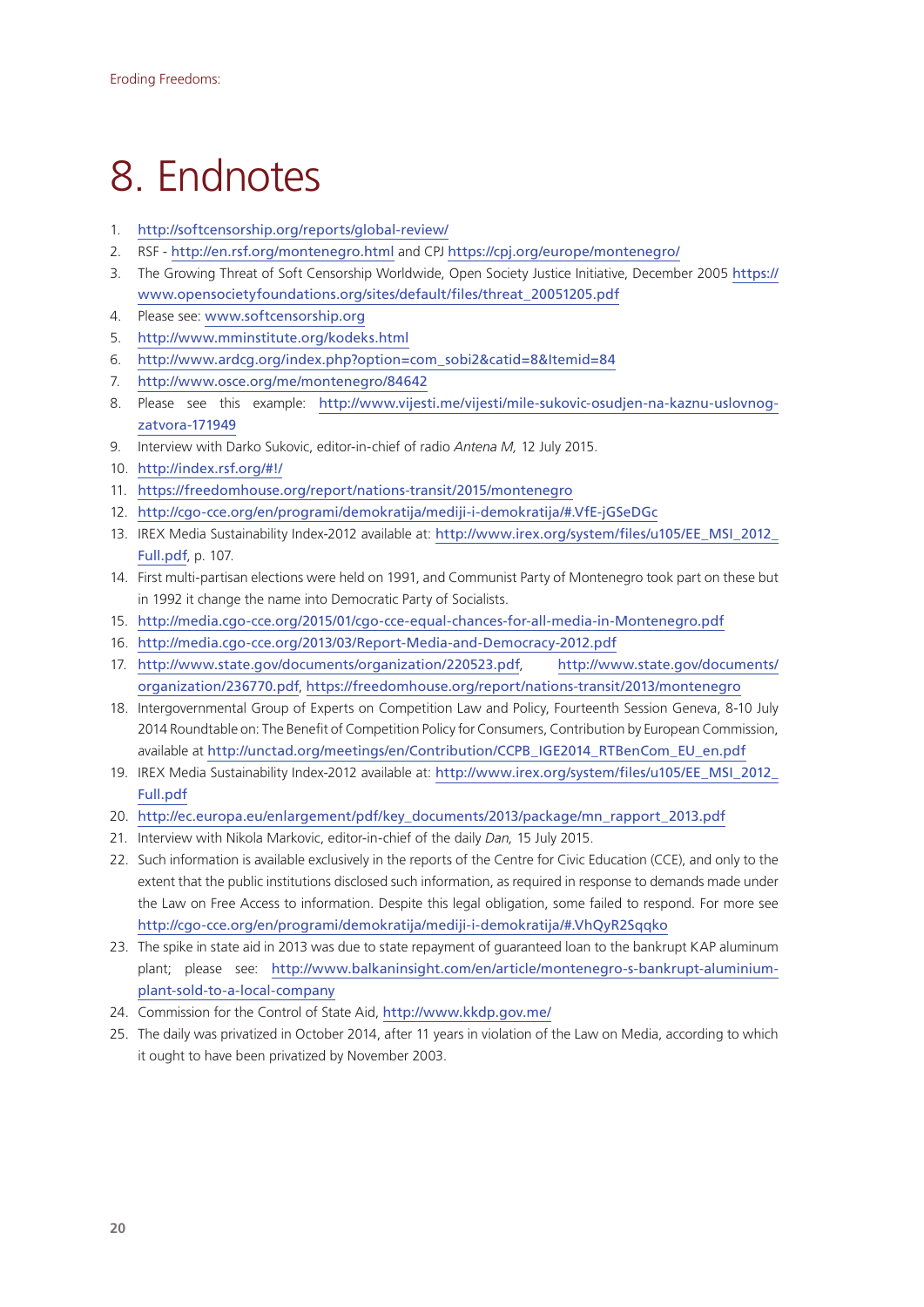# 8. Endnotes

1. http://softcensorship.org/reports/global-review/
2. RSF - http://en.rsf.org/montenegro.html and CPJ https://cpj.org/europe/montenegro/
3. The Growing Threat of Soft Censorship Worldwide, Open Society Justice Initiative, December 2005 https://www.opensocietyfoundations.org/sites/default/files/threat_20051205.pdf
4. Please see: www.softcensorship.org
5. http://www.mminstitute.org/kodeks.html
6. http://www.ardcg.org/index.php?option=com_sobi2&catid=8&Itemid=84
7. http://www.osce.org/me/montenegro/84642
8. Please see this example: http://www.vijesti.me/vijesti/mile-sukovic-osudjen-na-kaznu-uslovnog-zatvora-171949
9. Interview with Darko Sukovic, editor-in-chief of radio *Antena M,* 12 July 2015.
10. http://index.rsf.org/#!/
11. https://freedomhouse.org/report/nations-transit/2015/montenegro
12. http://cgo-cce.org/en/programi/demokratija/mediji-i-demokratija/#.VfE-jGSeDGc
13. IREX Media Sustainability Index-2012 available at: http://www.irex.org/system/files/u105/EE_MSI_2012_Full.pdf, p. 107.
14. First multi-partisan elections were held on 1991, and Communist Party of Montenegro took part on these but in 1992 it change the name into Democratic Party of Socialists.
15. http://media.cgo-cce.org/2015/01/cgo-cce-equal-chances-for-all-media-in-Montenegro.pdf
16. http://media.cgo-cce.org/2013/03/Report-Media-and-Democracy-2012.pdf
17. http://www.state.gov/documents/organization/220523.pdf, http://www.state.gov/documents/organization/236770.pdf, https://freedomhouse.org/report/nations-transit/2013/montenegro
18. Intergovernmental Group of Experts on Competition Law and Policy, Fourteenth Session Geneva, 8-10 July 2014 Roundtable on: The Benefit of Competition Policy for Consumers, Contribution by European Commission, available at http://unctad.org/meetings/en/Contribution/CCPB_IGE2014_RTBenCom_EU_en.pdf
19. IREX Media Sustainability Index-2012 available at: http://www.irex.org/system/files/u105/EE_MSI_2012_Full.pdf
20. http://ec.europa.eu/enlargement/pdf/key_documents/2013/package/mn_rapport_2013.pdf
21. Interview with Nikola Markovic, editor-in-chief of the daily *Dan,* 15 July 2015.
22. Such information is available exclusively in the reports of the Centre for Civic Education (CCE), and only to the extent that the public institutions disclosed such information, as required in response to demands made under the Law on Free Access to information. Despite this legal obligation, some failed to respond. For more see http://cgo-cce.org/en/programi/demokratija/mediji-i-demokratija/#.VhQyR2Sqqko
23. The spike in state aid in 2013 was due to state repayment of guaranteed loan to the bankrupt KAP aluminum plant; please see: http://www.balkaninsight.com/en/article/montenegro-s-bankrupt-aluminium-plant-sold-to-a-local-company
24. Commission for the Control of State Aid, http://www.kkdp.gov.me/
25. The daily was privatized in October 2014, after 11 years in violation of the Law on Media, according to which it ought to have been privatized by November 2003.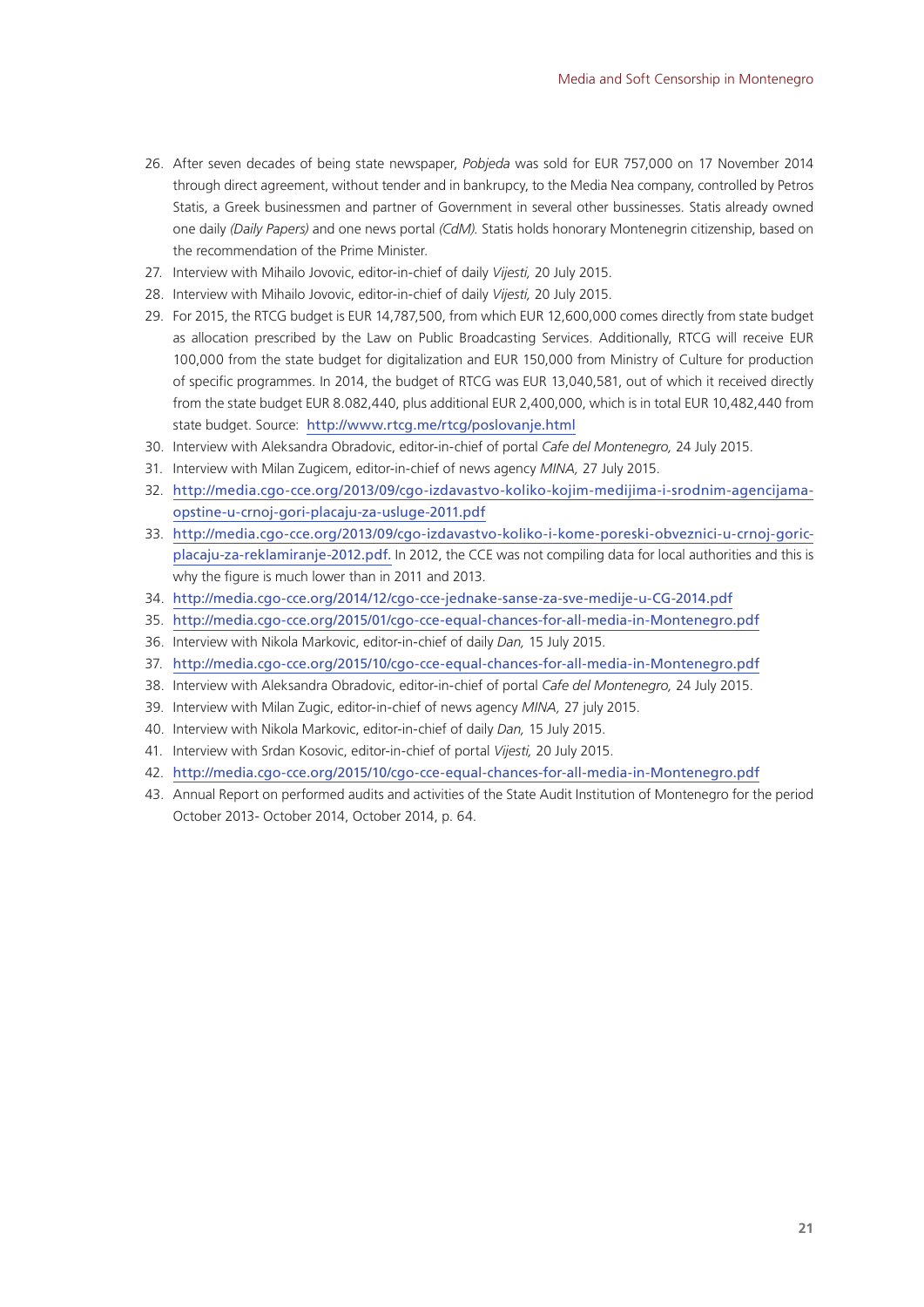26. After seven decades of being state newspaper, *Pobjeda* was sold for EUR 757,000 on 17 November 2014 through direct agreement, without tender and in bankrupcy, to the Media Nea company, controlled by Petros Statis, a Greek businessmen and partner of Government in several other bussinesses. Statis already owned one daily *(Daily Papers)* and one news portal *(CdM).* Statis holds honorary Montenegrin citizenship, based on the recommendation of the Prime Minister.
27. Interview with Mihailo Jovovic, editor-in-chief of daily *Vijesti,* 20 July 2015.
28. Interview with Mihailo Jovovic, editor-in-chief of daily *Vijesti,* 20 July 2015.
29. For 2015, the RTCG budget is EUR 14,787,500, from which EUR 12,600,000 comes directly from state budget as allocation prescribed by the Law on Public Broadcasting Services. Additionally, RTCG will receive EUR 100,000 from the state budget for digitalization and EUR 150,000 from Ministry of Culture for production of specific programmes. In 2014, the budget of RTCG was EUR 13,040,581, out of which it received directly from the state budget EUR 8.082,440, plus additional EUR 2,400,000, which is in total EUR 10,482,440 from state budget. Source: http://www.rtcg.me/rtcg/poslovanje.html
30. Interview with Aleksandra Obradovic, editor-in-chief of portal *Cafe del Montenegro,* 24 July 2015.
31. Interview with Milan Zugicem, editor-in-chief of news agency *MINA,* 27 July 2015.
32. http://media.cgo-cce.org/2013/09/cgo-izdavastvo-koliko-kojim-medijima-i-srodnim-agencijama-opstine-u-crnoj-gori-placaju-za-usluge-2011.pdf
33. http://media.cgo-cce.org/2013/09/cgo-izdavastvo-koliko-i-kome-poreski-obveznici-u-crnoj-goric-placaju-za-reklamiranje-2012.pdf. In 2012, the CCE was not compiling data for local authorities and this is why the figure is much lower than in 2011 and 2013.
34. http://media.cgo-cce.org/2014/12/cgo-cce-jednake-sanse-za-sve-medije-u-CG-2014.pdf
35. http://media.cgo-cce.org/2015/01/cgo-cce-equal-chances-for-all-media-in-Montenegro.pdf
36. Interview with Nikola Markovic, editor-in-chief of daily *Dan,* 15 July 2015.
37. http://media.cgo-cce.org/2015/10/cgo-cce-equal-chances-for-all-media-in-Montenegro.pdf
38. Interview with Aleksandra Obradovic, editor-in-chief of portal *Cafe del Montenegro,* 24 July 2015.
39. Interview with Milan Zugic, editor-in-chief of news agency *MINA,* 27 july 2015.
40. Interview with Nikola Markovic, editor-in-chief of daily *Dan,* 15 July 2015.
41. Interview with Srdan Kosovic, editor-in-chief of portal *Vijesti,* 20 July 2015.
42. http://media.cgo-cce.org/2015/10/cgo-cce-equal-chances-for-all-media-in-Montenegro.pdf
43. Annual Report on performed audits and activities of the State Audit Institution of Montenegro for the period October 2013- October 2014, October 2014, p. 64.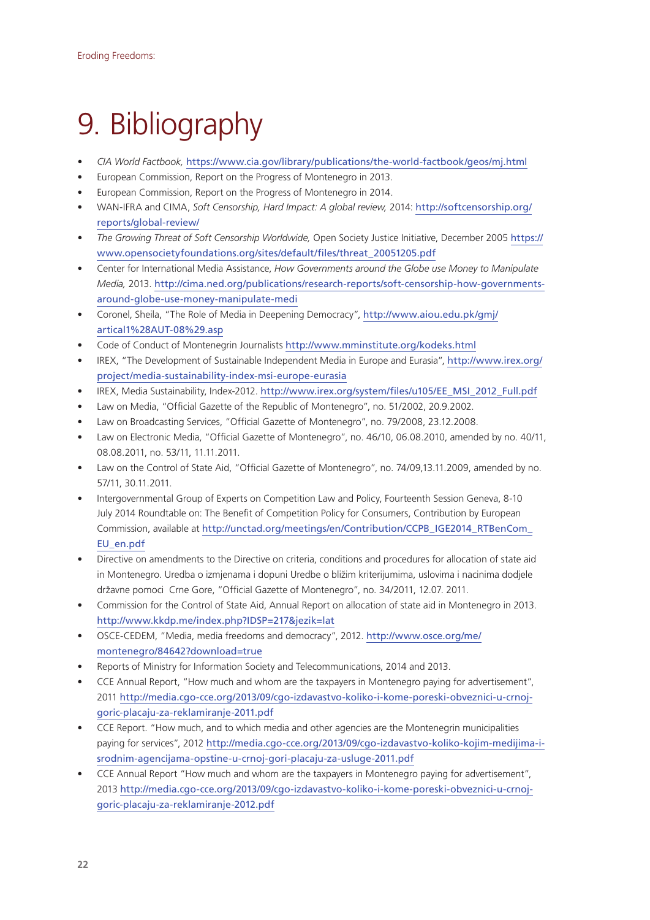# 9. Bibliography

- *CIA World Factbook,* https://www.cia.gov/library/publications/the-world-factbook/geos/mj.html
- European Commission, Report on the Progress of Montenegro in 2013.
- European Commission, Report on the Progress of Montenegro in 2014.
- WAN-IFRA and CIMA, *Soft Censorship, Hard Impact: A global review,* 2014: http://softcensorship.org/reports/global-review/
- *The Growing Threat of Soft Censorship Worldwide,* Open Society Justice Initiative, December 2005 https://www.opensocietyfoundations.org/sites/default/files/threat_20051205.pdf
- Center for International Media Assistance, *How Governments around the Globe use Money to Manipulate Media,* 2013. http://cima.ned.org/publications/research-reports/soft-censorship-how-governments-around-globe-use-money-manipulate-medi
- Coronel, Sheila, "The Role of Media in Deepening Democracy", http://www.aiou.edu.pk/gmj/artical1%28AUT-08%29.asp
- Code of Conduct of Montenegrin Journalists http://www.mminstitute.org/kodeks.html
- IREX, "The Development of Sustainable Independent Media in Europe and Eurasia", http://www.irex.org/project/media-sustainability-index-msi-europe-eurasia
- IREX, Media Sustainability, Index-2012. http://www.irex.org/system/files/u105/EE_MSI_2012_Full.pdf
- Law on Media, "Official Gazette of the Republic of Montenegro", no. 51/2002, 20.9.2002.
- Law on Broadcasting Services, "Official Gazette of Montenegro", no. 79/2008, 23.12.2008.
- Law on Electronic Media, "Official Gazette of Montenegro", no. 46/10, 06.08.2010, amended by no. 40/11, 08.08.2011, no. 53/11, 11.11.2011.
- Law on the Control of State Aid, "Official Gazette of Montenegro", no. 74/09,13.11.2009, amended by no. 57/11, 30.11.2011.
- Intergovernmental Group of Experts on Competition Law and Policy, Fourteenth Session Geneva, 8-10 July 2014 Roundtable on: The Benefit of Competition Policy for Consumers, Contribution by European Commission, available at http://unctad.org/meetings/en/Contribution/CCPB_IGE2014_RTBenCom_EU_en.pdf
- Directive on amendments to the Directive on criteria, conditions and procedures for allocation of state aid in Montenegro. Uredba o izmjenama i dopuni Uredbe o bližim kriterijumima, uslovima i nacinima dodjele državne pomoci Crne Gore, "Official Gazette of Montenegro", no. 34/2011, 12.07. 2011.
- Commission for the Control of State Aid, Annual Report on allocation of state aid in Montenegro in 2013. http://www.kkdp.me/index.php?IDSP=217&jezik=lat
- OSCE-CEDEM, "Media, media freedoms and democracy", 2012. http://www.osce.org/me/montenegro/84642?download=true
- Reports of Ministry for Information Society and Telecommunications, 2014 and 2013.
- CCE Annual Report, "How much and whom are the taxpayers in Montenegro paying for advertisement", 2011 http://media.cgo-cce.org/2013/09/cgo-izdavastvo-koliko-i-kome-poreski-obveznici-u-crnoj-goric-placaju-za-reklamiranje-2011.pdf
- CCE Report. "How much, and to which media and other agencies are the Montenegrin municipalities paying for services", 2012 http://media.cgo-cce.org/2013/09/cgo-izdavastvo-koliko-kojim-medijima-i-srodnim-agencijama-opstine-u-crnoj-gori-placaju-za-usluge-2011.pdf
- CCE Annual Report "How much and whom are the taxpayers in Montenegro paying for advertisement", 2013 http://media.cgo-cce.org/2013/09/cgo-izdavastvo-koliko-i-kome-poreski-obveznici-u-crnoj-goric-placaju-za-reklamiranje-2012.pdf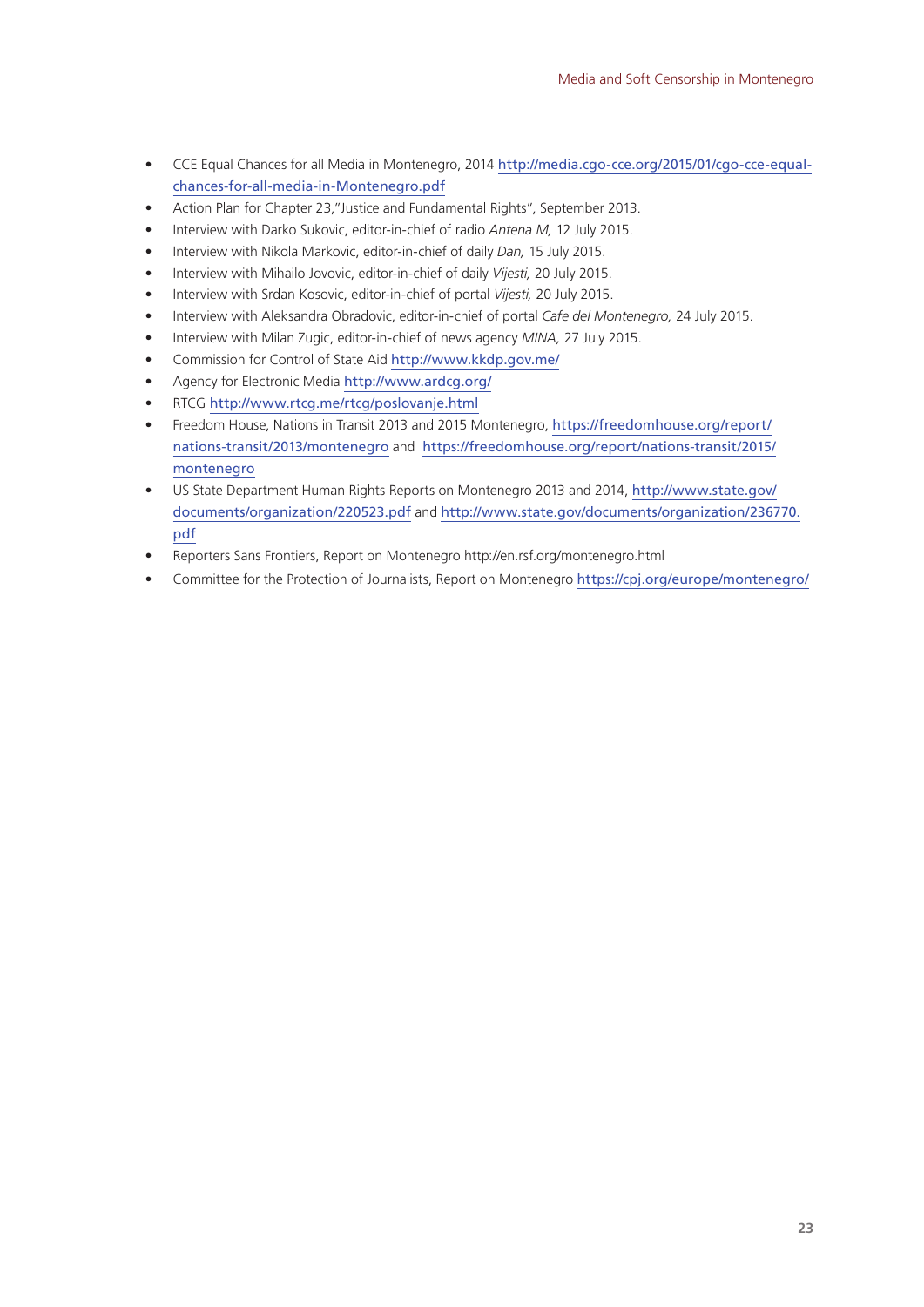- CCE Equal Chances for all Media in Montenegro, 2014 http://media.cgo-cce.org/2015/01/cgo-cce-equal-chances-for-all-media-in-Montenegro.pdf
- Action Plan for Chapter 23,"Justice and Fundamental Rights", September 2013.
- Interview with Darko Sukovic, editor-in-chief of radio *Antena M,* 12 July 2015.
- Interview with Nikola Markovic, editor-in-chief of daily *Dan,* 15 July 2015.
- Interview with Mihailo Jovovic, editor-in-chief of daily *Vijesti,* 20 July 2015.
- Interview with Srdan Kosovic, editor-in-chief of portal *Vijesti,* 20 July 2015.
- Interview with Aleksandra Obradovic, editor-in-chief of portal *Cafe del Montenegro,* 24 July 2015.
- Interview with Milan Zugic, editor-in-chief of news agency *MINA,* 27 July 2015.
- Commission for Control of State Aid http://www.kkdp.gov.me/
- Agency for Electronic Media http://www.ardcg.org/
- RTCG http://www.rtcg.me/rtcg/poslovanje.html
- Freedom House, Nations in Transit 2013 and 2015 Montenegro, https://freedomhouse.org/report/nations-transit/2013/montenegro and https://freedomhouse.org/report/nations-transit/2015/montenegro
- US State Department Human Rights Reports on Montenegro 2013 and 2014, http://www.state.gov/documents/organization/220523.pdf and http://www.state.gov/documents/organization/236770.pdf
- Reporters Sans Frontiers, Report on Montenegro http://en.rsf.org/montenegro.html
- Committee for the Protection of Journalists, Report on Montenegro https://cpj.org/europe/montenegro/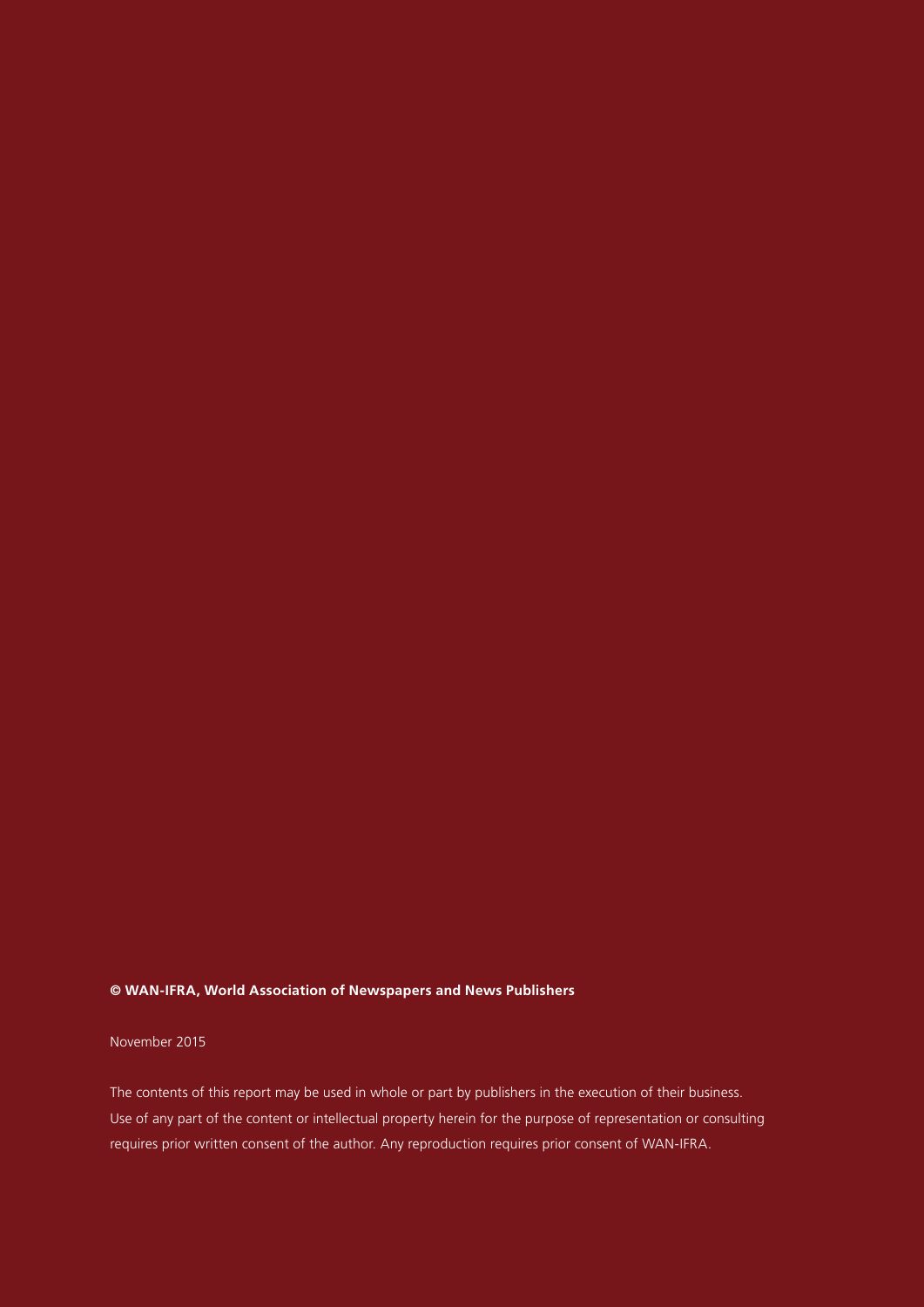**© WAN-IFRA, World Association of Newspapers and News Publishers**

November 2015

The contents of this report may be used in whole or part by publishers in the execution of their business. Use of any part of the content or intellectual property herein for the purpose of representation or consulting requires prior written consent of the author. Any reproduction requires prior consent of WAN-IFRA.